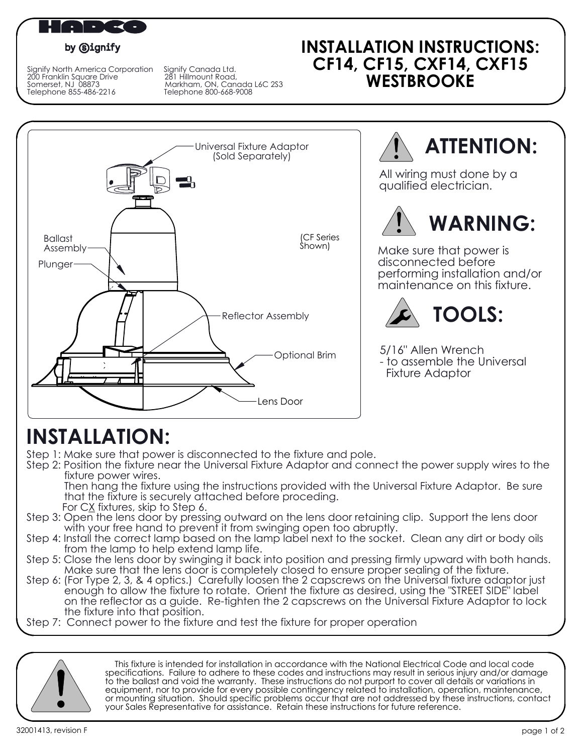HADCO

by Signify

Signify North America Corporation
200 Franklin Square Drive
Somerset, NJ 08873
Telephone 855-486-2216

Signify Canada Ltd.
281 Hillmount Road,
Markham, ON, Canada L6C 2S3
Telephone 800-668-9008

# INSTALLATION INSTRUCTIONS: CF14, CF15, CXF14, CXF15 WESTBROOKE

Universal Fixture Adaptor (Sold Separately)

Ballast Assembly

Plunger

(CF Series Shown)

Reflector Assembly

Optional Brim

Lens Door

## ATTENTION:

All wiring must done by a qualified electrician.

## WARNING:

Make sure that power is disconnected before performing installation and/or maintenance on this fixture.

## TOOLS:

5/16" Allen Wrench
- to assemble the Universal Fixture Adaptor

# INSTALLATION:

Step 1: Make sure that power is disconnected to the fixture and pole.

Step 2: Position the fixture near the Universal Fixture Adaptor and connect the power supply wires to the fixture power wires.
Then hang the fixture using the instructions provided with the Universal Fixture Adaptor. Be sure that the fixture is securely attached before proceding.
For CX fixtures, skip to Step 6.

Step 3: Open the lens door by pressing outward on the lens door retaining clip. Support the lens door with your free hand to prevent it from swinging open too abruptly.

Step 4: Install the correct lamp based on the lamp label next to the socket. Clean any dirt or body oils from the lamp to help extend lamp life.

Step 5: Close the lens door by swinging it back into position and pressing firmly upward with both hands. Make sure that the lens door is completely closed to ensure proper sealing of the fixture.

Step 6: (For Type 2, 3, & 4 optics.) Carefully loosen the 2 capscrews on the Universal fixture adaptor just enough to allow the fixture to rotate. Orient the fixture as desired, using the "STREET SIDE" label on the reflector as a guide. Re-tighten the 2 capscrews on the Universal Fixture Adaptor to lock the fixture into that position.

Step 7: Connect power to the fixture and test the fixture for proper operation

This fixture is intended for installation in accordance with the National Electrical Code and local code specifications. Failure to adhere to these codes and instructions may result in serious injury and/or damage to the ballast and void the warranty. These instructions do not purport to cover all details or variations in equipment, nor to provide for every possible contingency related to installation, operation, maintenance, or mounting situation. Should specific problems occur that are not addressed by these instructions, contact your Sales Representative for assistance. Retain these instructions for future reference.

32001413, revision F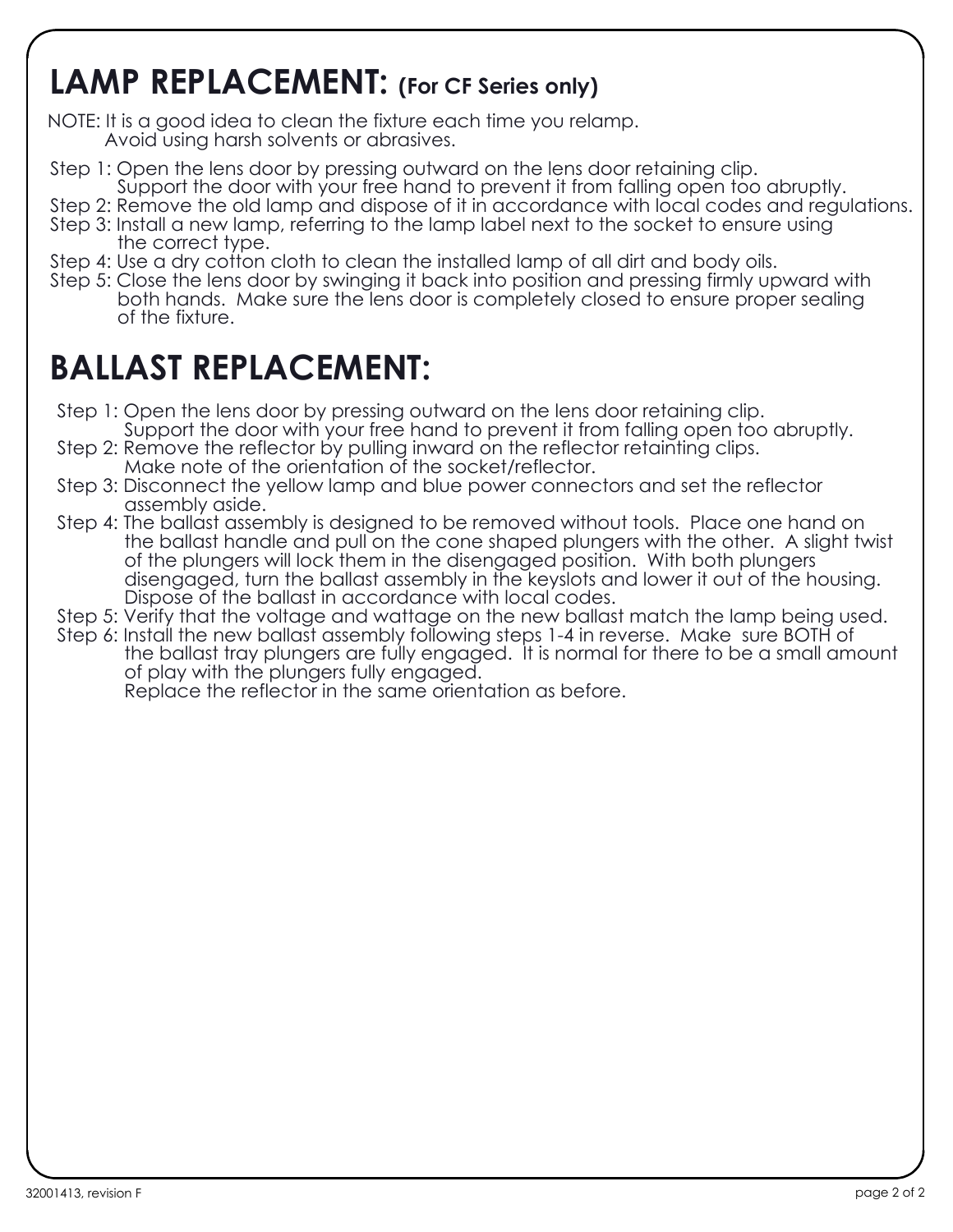## LAMP REPLACEMENT: (For CF Series only)

NOTE: It is a good idea to clean the fixture each time you relamp. Avoid using harsh solvents or abrasives.

Step 1: Open the lens door by pressing outward on the lens door retaining clip. Support the door with your free hand to prevent it from falling open too abruptly.
Step 2: Remove the old lamp and dispose of it in accordance with local codes and regulations.
Step 3: Install a new lamp, referring to the lamp label next to the socket to ensure using the correct type.
Step 4: Use a dry cotton cloth to clean the installed lamp of all dirt and body oils.
Step 5: Close the lens door by swinging it back into position and pressing firmly upward with both hands. Make sure the lens door is completely closed to ensure proper sealing of the fixture.

## BALLAST REPLACEMENT:

Step 1: Open the lens door by pressing outward on the lens door retaining clip. Support the door with your free hand to prevent it from falling open too abruptly.
Step 2: Remove the reflector by pulling inward on the reflector retainting clips. Make note of the orientation of the socket/reflector.
Step 3: Disconnect the yellow lamp and blue power connectors and set the reflector assembly aside.
Step 4: The ballast assembly is designed to be removed without tools. Place one hand on the ballast handle and pull on the cone shaped plungers with the other. A slight twist of the plungers will lock them in the disengaged position. With both plungers disengaged, turn the ballast assembly in the keyslots and lower it out of the housing. Dispose of the ballast in accordance with local codes.
Step 5: Verify that the voltage and wattage on the new ballast match the lamp being used.
Step 6: Install the new ballast assembly following steps 1-4 in reverse. Make sure BOTH of the ballast tray plungers are fully engaged. It is normal for there to be a small amount of play with the plungers fully engaged.
Replace the reflector in the same orientation as before.

32001413, revision F